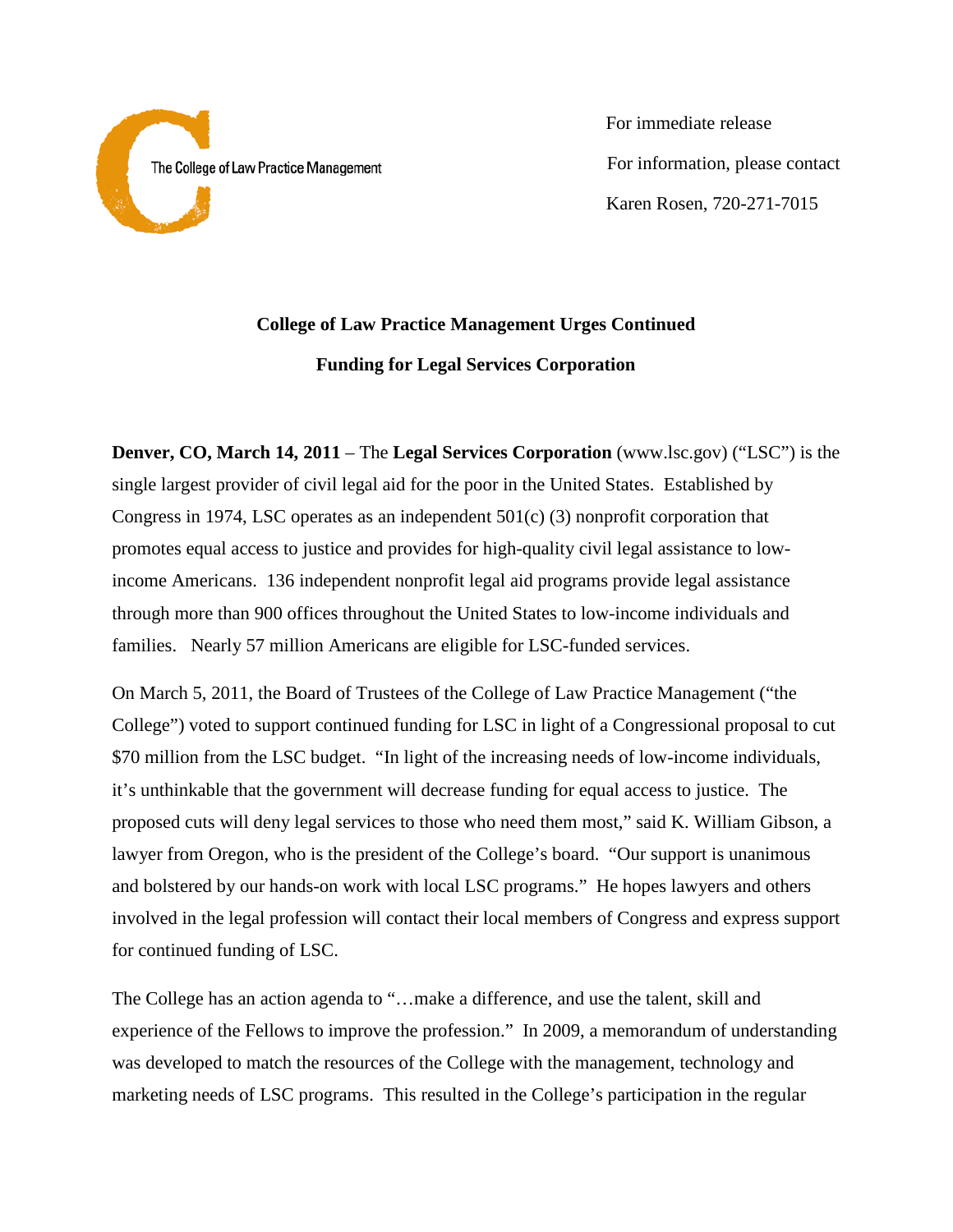The College of Law Practice Management

For immediate release

For information, please contact

Karen Rosen, 720-271-7015

**College of Law Practice Management Urges Continued Funding for Legal Services Corporation**

**Denver, CO, March 14, 2011** – The **Legal Services Corporation** (www.lsc.gov) ("LSC") is the single largest provider of civil legal aid for the poor in the United States. Established by Congress in 1974, LSC operates as an independent 501(c) (3) nonprofit corporation that promotes equal access to justice and provides for high-quality civil legal assistance to low-income Americans. 136 independent nonprofit legal aid programs provide legal assistance through more than 900 offices throughout the United States to low-income individuals and families. Nearly 57 million Americans are eligible for LSC-funded services.

On March 5, 2011, the Board of Trustees of the College of Law Practice Management ("the College") voted to support continued funding for LSC in light of a Congressional proposal to cut $70 million from the LSC budget. "In light of the increasing needs of low-income individuals, it's unthinkable that the government will decrease funding for equal access to justice. The proposed cuts will deny legal services to those who need them most," said K. William Gibson, a lawyer from Oregon, who is the president of the College's board. "Our support is unanimous and bolstered by our hands-on work with local LSC programs." He hopes lawyers and others involved in the legal profession will contact their local members of Congress and express support for continued funding of LSC.

The College has an action agenda to "…make a difference, and use the talent, skill and experience of the Fellows to improve the profession." In 2009, a memorandum of understanding was developed to match the resources of the College with the management, technology and marketing needs of LSC programs. This resulted in the College's participation in the regular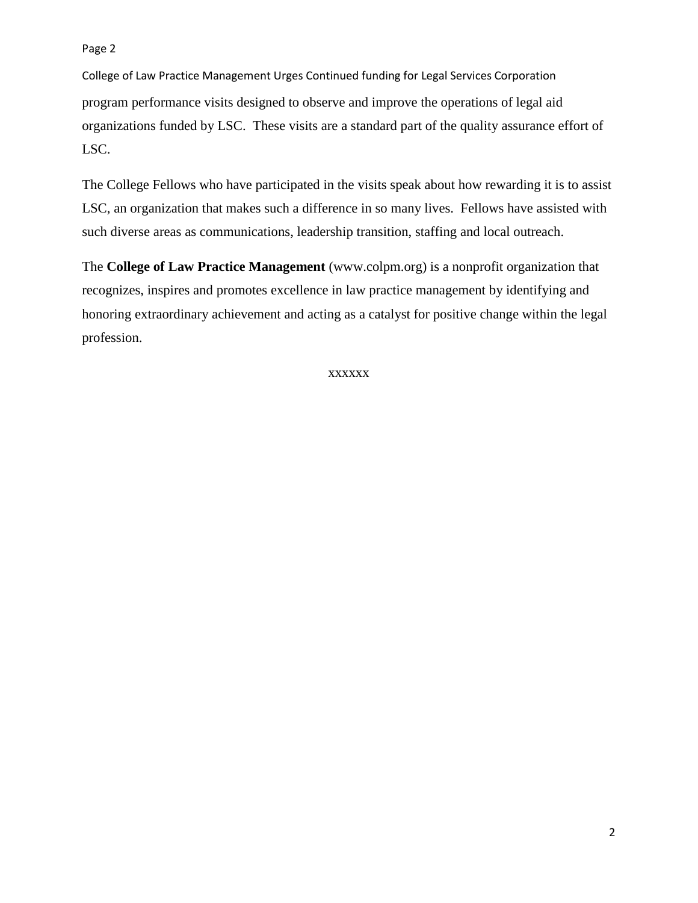program performance visits designed to observe and improve the operations of legal aid organizations funded by LSC. These visits are a standard part of the quality assurance effort of LSC.

The College Fellows who have participated in the visits speak about how rewarding it is to assist LSC, an organization that makes such a difference in so many lives. Fellows have assisted with such diverse areas as communications, leadership transition, staffing and local outreach.

The **College of Law Practice Management** (www.colpm.org) is a nonprofit organization that recognizes, inspires and promotes excellence in law practice management by identifying and honoring extraordinary achievement and acting as a catalyst for positive change within the legal profession.

xxxxxx